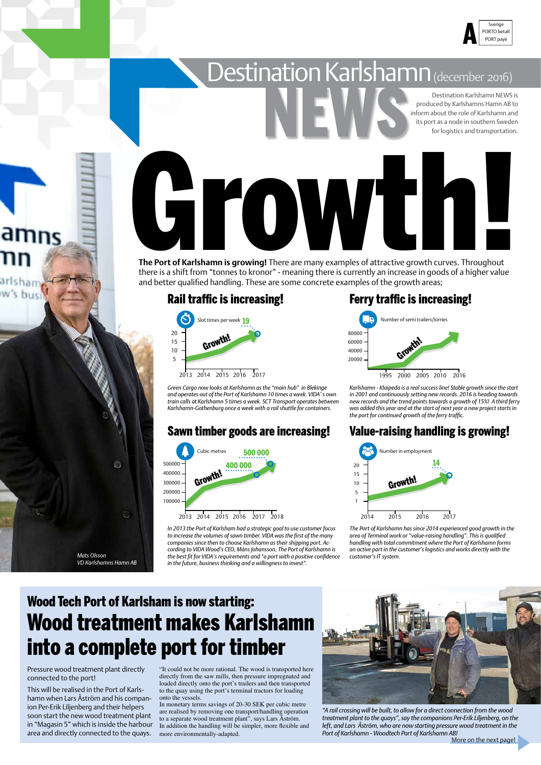Sverige
PORTO betalt
PORT payé

# Destination Karlshamn NEWS (december 2016)

Destination Karlshamn NEWS is produced by Karlshamns Hamn AB to inform about the role of Karlshamn and its port as a node in southern Sweden for logistics and transportation.

# Growth!

**The Port of Karlshamn is growing!** There are many examples of attractive growth curves. Throughout there is a shift from "tonnes to kronor" - meaning there is currently an increase in goods of a higher value and better qualified handling. These are some concrete examples of the growth areas;

## Rail traffic is increasing!

Slot times per week 19

Growth!

*Green Cargo now looks at Karlshamn as the "main hub" in Blekinge and operates out of the Port of Karlshamn 10 times a week. VIDA's own train calls at Karlshamn 5 times a week. SCT Transport operates between Karlshamn-Gothenburg once a week with a rail shuttle for containers.*

## Ferry traffic is increasing!

Number of semi trailers/lorries

Growth!

*Karlshamn - Klaipeda is a real success line! Stable growth since the start in 2001 and continuously setting new records. 2016 is heading towards new records and the trend points towards a growth of 15%! A third ferry was added this year and at the start of next year a new project starts in the port for continued growth of the ferry traffic.*

## Sawn timber goods are increasing!

Cubic metres 400 000 500 000

Growth!

*In 2013 the Port of Karlshamn had a strategic goal to use customer focus to increase the volumes of sawn timber. VIDA was the first of the many companies since then to choose Karlshamn as their shipping port. According to VIDA Wood's CEO, Måns Johansson, The Port of Karlshamn is the best fit for VIDA's requirements and "a port with a positive confidence in the future, business thinking and a willingness to invest".*

## Value-raising handling is growing!

Number in employment 14

Growth!

*The Port of Karlshamn has since 2014 experienced good growth in the area of Terminal work or "value-raising handling". This is qualified handling with total commitment where the Port of Karlshamn forms an active part in the customer's logistics and works directly with the customer's IT system.*

*Mats Olsson*
*VD Karlshamns Hamn AB*

## Wood Tech Port of Karlsham is now starting:

# Wood treatment makes Karlshamn into a complete port for timber

Pressure wood treatment plant directly connected to the port!

This will be realised in the Port of Karlshamn when Lars Åström and his companion Per-Erik Liljenberg and their helpers soon start the new wood treatment plant in "Magasin 5" which is inside the harbour area and directly connected to the quays.

"It could not be more rational. The wood is transported here directly from the saw mills, then pressure impregnated and loaded directly onto the port's trailers and then transported to the quay using the port's terminal tractors for loading onto the vessels.

In monetary terms savings of 20-30 SEK per cubic metre are realised by removing one transport/handling operation to a separate wood treatment plant", says Lars Åström.

In addition the handling will be simpler, more flexible and more environmentally-adapted.

*"A rail crossing will be built, to allow for a direct connection from the wood treatment plant to the quays", say the companions Per-Erik Liljenberg, on the left, and Lars Åström, who are now starting pressure wood treatment in the Port of Karlshamn - Woodtech Port of Karlshamn AB!*

More on the next page!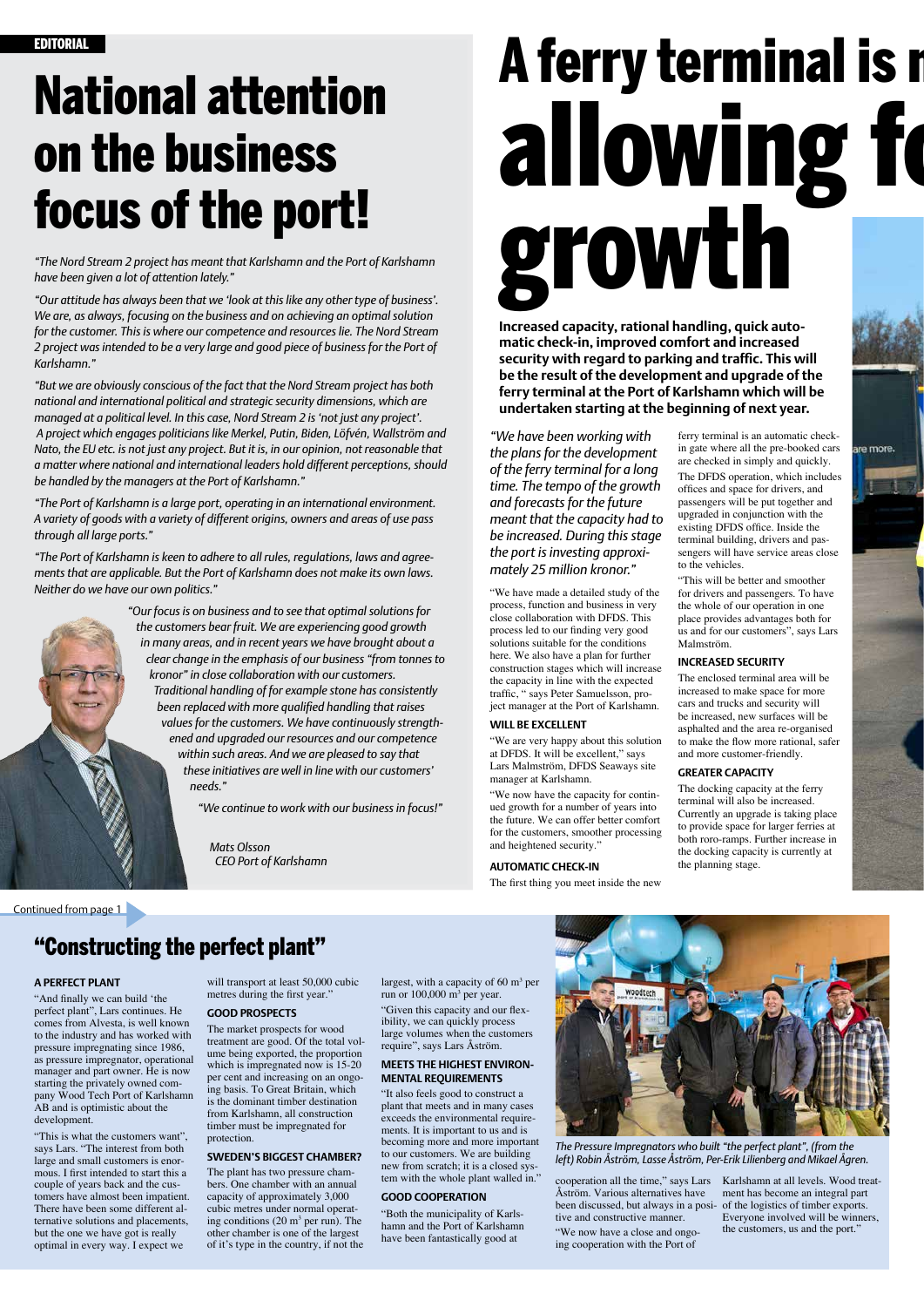EDITORIAL

# National attention on the business focus of the port!

*"The Nord Stream 2 project has meant that Karlshamn and the Port of Karlshamn have been given a lot of attention lately."*

*"Our attitude has always been that we 'look at this like any other type of business'. We are, as always, focusing on the business and on achieving an optimal solution for the customer. This is where our competence and resources lie. The Nord Stream 2 project was intended to be a very large and good piece of business for the Port of Karlshamn."*

*"But we are obviously conscious of the fact that the Nord Stream project has both national and international political and strategic security dimensions, which are managed at a political level. In this case, Nord Stream 2 is 'not just any project'. A project which engages politicians like Merkel, Putin, Biden, Löfvén, Wallström and Nato, the EU etc. is not just any project. But it is, in our opinion, not reasonable that a matter where national and international leaders hold different perceptions, should be handled by the managers at the Port of Karlshamn."*

*"The Port of Karlshamn is a large port, operating in an international environment. A variety of goods with a variety of different origins, owners and areas of use pass through all large ports."*

*"The Port of Karlshamn is keen to adhere to all rules, regulations, laws and agreements that are applicable. But the Port of Karlshamn does not make its own laws. Neither do we have our own politics."*

*"Our focus is on business and to see that optimal solutions for the customers bear fruit. We are experiencing good growth in many areas, and in recent years we have brought about a clear change in the emphasis of our business "from tonnes to kronor" in close collaboration with our customers. Traditional handling of for example stone has consistently been replaced with more qualified handling that raises values for the customers. We have continuously strengthened and upgraded our resources and our competence within such areas. And we are pleased to say that these initiatives are well in line with our customers' needs."*

*"We continue to work with our business in focus!"*

*Mats Olsson*
*CEO Port of Karlshamn*

# A ferry terminal is n... allowing fo... growth

**Increased capacity, rational handling, quick automatic check-in, improved comfort and increased security with regard to parking and traffic. This will be the result of the development and upgrade of the ferry terminal at the Port of Karlshamn which will be undertaken starting at the beginning of next year.**

*"We have been working with the plans for the development of the ferry terminal for a long time. The tempo of the growth and forecasts for the future meant that the capacity had to be increased. During this stage the port is investing approximately 25 million kronor."*

"We have made a detailed study of the process, function and business in very close collaboration with DFDS. This process led to our finding very good solutions suitable for the conditions here. We also have a plan for further construction stages which will increase the capacity in line with the expected traffic, " says Peter Samuelsson, project manager at the Port of Karlshamn.

### WILL BE EXCELLENT

"We are very happy about this solution at DFDS. It will be excellent," says Lars Malmström, DFDS Seaways site manager at Karlshamn.

"We now have the capacity for continued growth for a number of years into the future. We can offer better comfort for the customers, smoother processing and heightened security."

### AUTOMATIC CHECK-IN

The first thing you meet inside the new ferry terminal is an automatic check-in gate where all the pre-booked cars are checked in simply and quickly.

The DFDS operation, which includes offices and space for drivers, and passengers will be put together and upgraded in conjunction with the existing DFDS office. Inside the terminal building, drivers and passengers will have service areas close to the vehicles.

"This will be better and smoother for drivers and passengers. To have the whole of our operation in one place provides advantages both for us and for our customers", says Lars Malmström.

### INCREASED SECURITY

The enclosed terminal area will be increased to make space for more cars and trucks and security will be increased, new surfaces will be asphalted and the area re-organised to make the flow more rational, safer and more customer-friendly.

### GREATER CAPACITY

The docking capacity at the ferry terminal will also be increased. Currently an upgrade is taking place to provide space for larger ferries at both roro-ramps. Further increase in the docking capacity is currently at the planning stage.

Continued from page 1

## "Constructing the perfect plant"

### A PERFECT PLANT

"And finally we can build 'the perfect plant'", Lars continues. He comes from Alvesta, is well known to the industry and has worked with pressure impregnating since 1986, as pressure impregnator, operational manager and part owner. He is now starting the privately owned company Wood Tech Port of Karlshamn AB and is optimistic about the development.

"This is what the customers want", says Lars. "The interest from both large and small customers is enormous. I first intended to start this a couple of years back and the customers have almost been impatient. There have been some different alternative solutions and placements, but the one we have got is really optimal in every way. I expect we will transport at least 50,000 cubic metres during the first year."

### GOOD PROSPECTS

The market prospects for wood treatment are good. Of the total volume being exported, the proportion which is impregnated now is 15-20 per cent and increasing on an ongoing basis. To Great Britain, which is the dominant timber destination from Karlshamn, all construction timber must be impregnated for protection.

### SWEDEN'S BIGGEST CHAMBER?

The plant has two pressure chambers. One chamber with an annual capacity of approximately 3,000 cubic metres under normal operating conditions (20 m³ per run). The other chamber is one of the largest of it's type in the country, if not the largest, with a capacity of 60 m³ per run or 100,000 m³ per year.

"Given this capacity and our flexibility, we can quickly process large volumes when the customers require", says Lars Åström.

### MEETS THE HIGHEST ENVIRONMENTAL REQUIREMENTS

"It also feels good to construct a plant that meets and in many cases exceeds the environmental requirements. It is important to us and is becoming more and more important to our customers. We are building new from scratch; it is a closed system with the whole plant walled in."

### GOOD COOPERATION

"Both the municipality of Karlshamn and the Port of Karlshamn have been fantastically good at cooperation all the time," says Lars Åström. Various alternatives have been discussed, but always in a positive and constructive manner.

"We now have a close and ongoing cooperation with the Port of Karlshamn at all levels. Wood treatment has become an integral part of the logistics of timber exports. Everyone involved will be winners, the customers, us and the port."

*The Pressure Impregnators who built "the perfect plant", (from the left) Robin Åström, Lasse Åström, Per-Erik Lilienberg and Mikael Ågren.*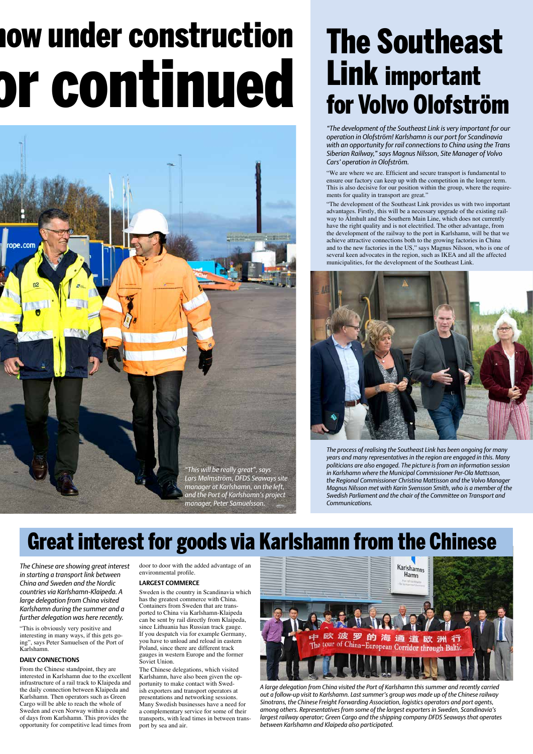# now under construction or continued

*"This will be really great", says Lars Malmström, DFDS Seaways site manager at Karlshamn, on the left, and the Port of Karlshamn's project manager, Peter Samuelsson.*

# The Southeast Link important for Volvo Olofström

*"The development of the Southeast Link is very important for our operation in Olofström! Karlshamn is our port for Scandinavia with an opportunity for rail connections to China using the Trans Siberian Railway," says Magnus Nilsson, Site Manager of Volvo Cars' operation in Olofström.*

"We are where we are. Efficient and secure transport is fundamental to ensure our factory can keep up with the competition in the longer term. This is also decisive for our position within the group, where the requirements for quality in transport are great."

"The development of the Southeast Link provides us with two important advantages. Firstly, this will be a necessary upgrade of the existing railway to Älmhult and the Southern Main Line, which does not currently have the right quality and is not electrified. The other advantage, from the development of the railway to the port in Karlshamn, will be that we achieve attractive connections both to the growing factories in China and to the new factories in the US," says Magnus Nilsson, who is one of several keen advocates in the region, such as IKEA and all the affected municipalities, for the development of the Southeast Link.

*The process of realising the Southeast Link has been ongoing for many years and many representatives in the region are engaged in this. Many politicians are also engaged. The picture is from an information session in Karlshamn where the Municipal Commissioner Per-Ola Mattsson, the Regional Commissioner Christina Mattisson and the Volvo Manager Magnus Nilsson met with Karin Svensson Smith, who is a member of the Swedish Parliament and the chair of the Committee on Transport and Communications.*

# Great interest for goods via Karlshamn from the Chinese

*The Chinese are showing great interest in starting a transport link between China and Sweden and the Nordic countries via Karlshamn-Klaipeda. A large delegation from China visited Karlshamn during the summer and a further delegation was here recently.*

"This is obviously very positive and interesting in many ways, if this gets going", says Peter Samuelsen of the Port of Karlshamn.

### DAILY CONNECTIONS

From the Chinese standpoint, they are interested in Karlshamn due to the excellent infrastructure of a rail track to Klaipeda and the daily connection between Klaipeda and Karlshamn. Then operators such as Green Cargo will be able to reach the whole of Sweden and even Norway within a couple of days from Karlshamn. This provides the opportunity for competitive lead times from door to door with the added advantage of an environmental profile.

### LARGEST COMMERCE

Sweden is the country in Scandinavia which has the greatest commerce with China. Containers from Sweden that are transported to China via Karlshamn-Klaipeda can be sent by rail directly from Klaipeda, since Lithuania has Russian track gauge. If you despatch via for example Germany, you have to unload and reload in eastern Poland, since there are different track gauges in western Europe and the former Soviet Union.

The Chinese delegations, which visited Karlshamn, have also been given the opportunity to make contact with Swedish exporters and transport operators at presentations and networking sessions. Many Swedish businesses have a need for a complementary service for some of their transports, with lead times in between transport by sea and air.

*A large delegation from China visited the Port of Karlshamn this summer and recently carried out a follow-up visit to Karlshamn. Last summer's group was made up of the Chinese railway Sinotrans, the Chinese Freight Forwarding Association, logistics operators and port agents, among others. Representatives from some of the largest exporters in Sweden, Scandinavia's largest railway operator; Green Cargo and the shipping company DFDS Seaways that operates between Karlshamn and Klaipeda also participated.*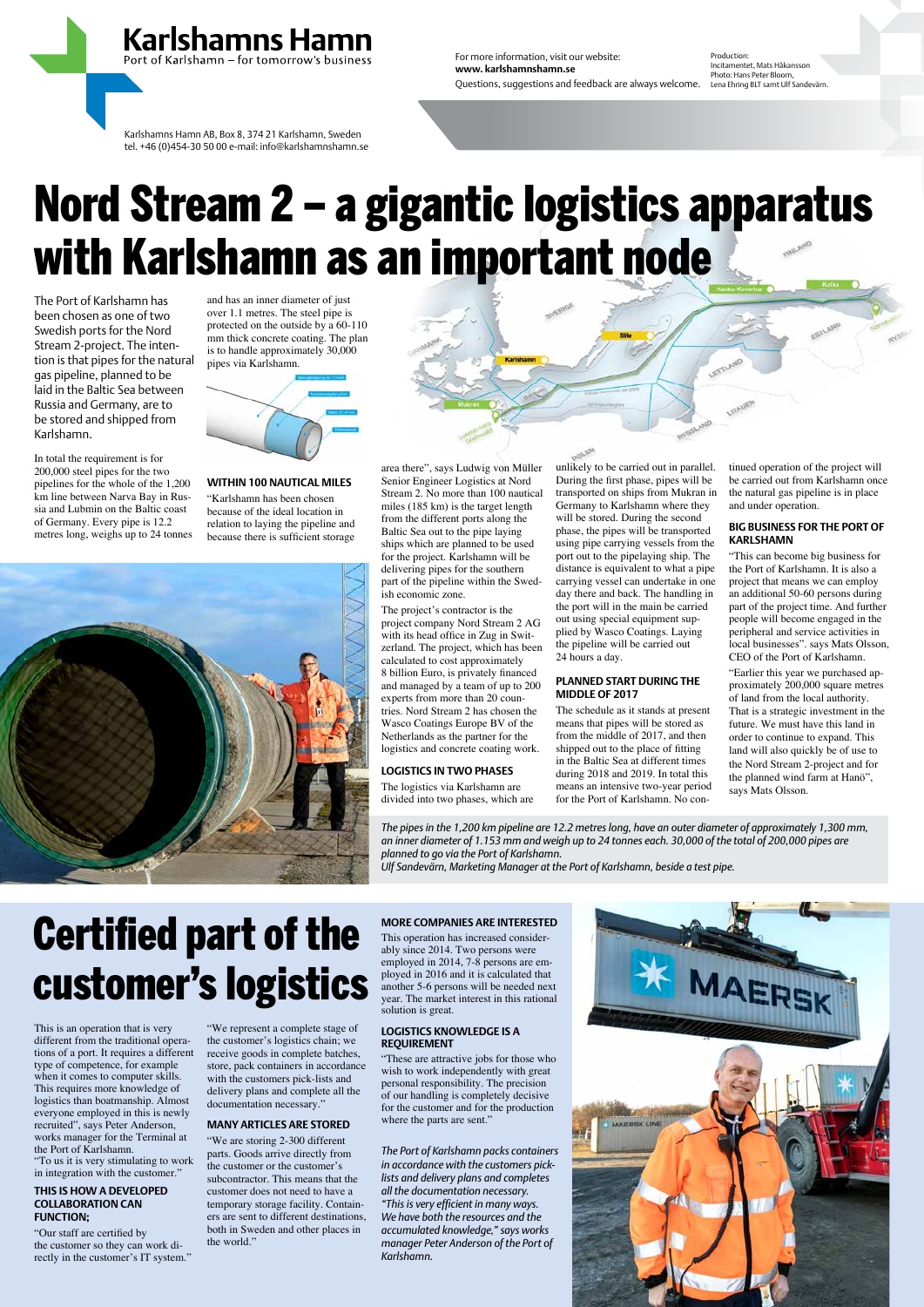# Karlshamns Hamn

Port of Karlshamn – for tomorrow's business

Karlshamns Hamn AB, Box 8, 374 21 Karlshamn, Sweden
tel. +46 (0)454-30 50 00 e-mail: info@karlshamnshamn.se

For more information, visit our website:
**www. karlshamnshamn.se**
Questions, suggestions and feedback are always welcome.

Production:
Incitamentet, Mats Håkansson
Photo: Hans Peter Bloom,
Lena Ehring BLT samt Ulf Sandevärn.

# Nord Stream 2 – a gigantic logistics apparatus with Karlshamn as an important node

The Port of Karlshamn has been chosen as one of two Swedish ports for the Nord Stream 2-project. The intention is that pipes for the natural gas pipeline, planned to be laid in the Baltic Sea between Russia and Germany, are to be stored and shipped from Karlshamn.

In total the requirement is for 200,000 steel pipes for the two pipelines for the whole of the 1,200 km line between Narva Bay in Russia and Lubmin on the Baltic coast of Germany. Every pipe is 12.2 metres long, weighs up to 24 tonnes and has an inner diameter of just over 1.1 metres. The steel pipe is protected on the outside by a 60-110 mm thick concrete coating. The plan is to handle approximately 30,000 pipes via Karlshamn.

### WITHIN 100 NAUTICAL MILES

"Karlshamn has been chosen because of the ideal location in relation to laying the pipeline and because there is sufficient storage area there", says Ludwig von Müller Senior Engineer Logistics at Nord Stream 2. No more than 100 nautical miles (185 km) is the target length from the different ports along the Baltic Sea out to the pipe laying ships which are planned to be used for the project. Karlshamn will be delivering pipes for the southern part of the pipeline within the Swedish economic zone.

The project's contractor is the project company Nord Stream 2 AG with its head office in Zug in Switzerland. The project, which has been calculated to cost approximately 8 billion Euro, is privately financed and managed by a team of up to 200 experts from more than 20 countries. Nord Stream 2 has chosen the Wasco Coatings Europe BV of the Netherlands as the partner for the logistics and concrete coating work.

### LOGISTICS IN TWO PHASES

The logistics via Karlshamn are divided into two phases, which are unlikely to be carried out in parallel. During the first phase, pipes will be transported on ships from Mukran in Germany to Karlshamn where they will be stored. During the second phase, the pipes will be transported using pipe carrying vessels from the port out to the pipelaying ship. The distance is equivalent to what a pipe carrying vessel can undertake in one day there and back. The handling in the port will in the main be carried out using special equipment supplied by Wasco Coatings. Laying the pipeline will be carried out 24 hours a day.

### PLANNED START DURING THE MIDDLE OF 2017

The schedule as it stands at present means that pipes will be stored as from the middle of 2017, and then shipped out to the place of fitting in the Baltic Sea at different times during 2018 and 2019. In total this means an intensive two-year period for the Port of Karlshamn. No continued operation of the project will be carried out from Karlshamn once the natural gas pipeline is in place and under operation.

### BIG BUSINESS FOR THE PORT OF KARLSHAMN

"This can become big business for the Port of Karlshamn. It is also a project that means we can employ an additional 50-60 persons during part of the project time. And further people will become engaged in the peripheral and service activities in local businesses". says Mats Olsson, CEO of the Port of Karlshamn.

"Earlier this year we purchased approximately 200,000 square metres of land from the local authority. That is a strategic investment in the future. We must have this land in order to continue to expand. This land will also quickly be of use to the Nord Stream 2-project and for the planned wind farm at Hanö", says Mats Olsson.

*The pipes in the 1,200 km pipeline are 12.2 metres long, have an outer diameter of approximately 1,300 mm, an inner diameter of 1.153 mm and weigh up to 24 tonnes each. 30,000 of the total of 200,000 pipes are planned to go via the Port of Karlshamn.*
*Ulf Sandevärn, Marketing Manager at the Port of Karlshamn, beside a test pipe.*

# Certified part of the customer's logistics

This is an operation that is very different from the traditional operations of a port. It requires a different type of competence, for example when it comes to computer skills. This requires more knowledge of logistics than boatmanship. Almost everyone employed in this is newly recruited", says Peter Anderson, works manager for the Terminal at the Port of Karlshamn.
"To us it is very stimulating to work in integration with the customer."

### THIS IS HOW A DEVELOPED COLLABORATION CAN FUNCTION;

"Our staff are certified by the customer so they can work directly in the customer's IT system." "We represent a complete stage of the customer's logistics chain; we receive goods in complete batches, store, pack containers in accordance with the customers pick-lists and delivery plans and complete all the documentation necessary."

### MANY ARTICLES ARE STORED

"We are storing 2-300 different parts. Goods arrive directly from the customer or the customer's subcontractor. This means that the customer does not need to have a temporary storage facility. Containers are sent to different destinations, both in Sweden and other places in the world."

### MORE COMPANIES ARE INTERESTED

This operation has increased considerably since 2014. Two persons were employed in 2014, 7-8 persons are employed in 2016 and it is calculated that another 5-6 persons will be needed next year. The market interest in this rational solution is great.

### LOGISTICS KNOWLEDGE IS A REQUIREMENT

"These are attractive jobs for those who wish to work independently with great personal responsibility. The precision of our handling is completely decisive for the customer and for the production where the parts are sent."

*The Port of Karlshamn packs containers in accordance with the customers pick-lists and delivery plans and completes all the documentation necessary. "This is very efficient in many ways. We have both the resources and the accumulated knowledge," says works manager Peter Anderson of the Port of Karlshamn.*